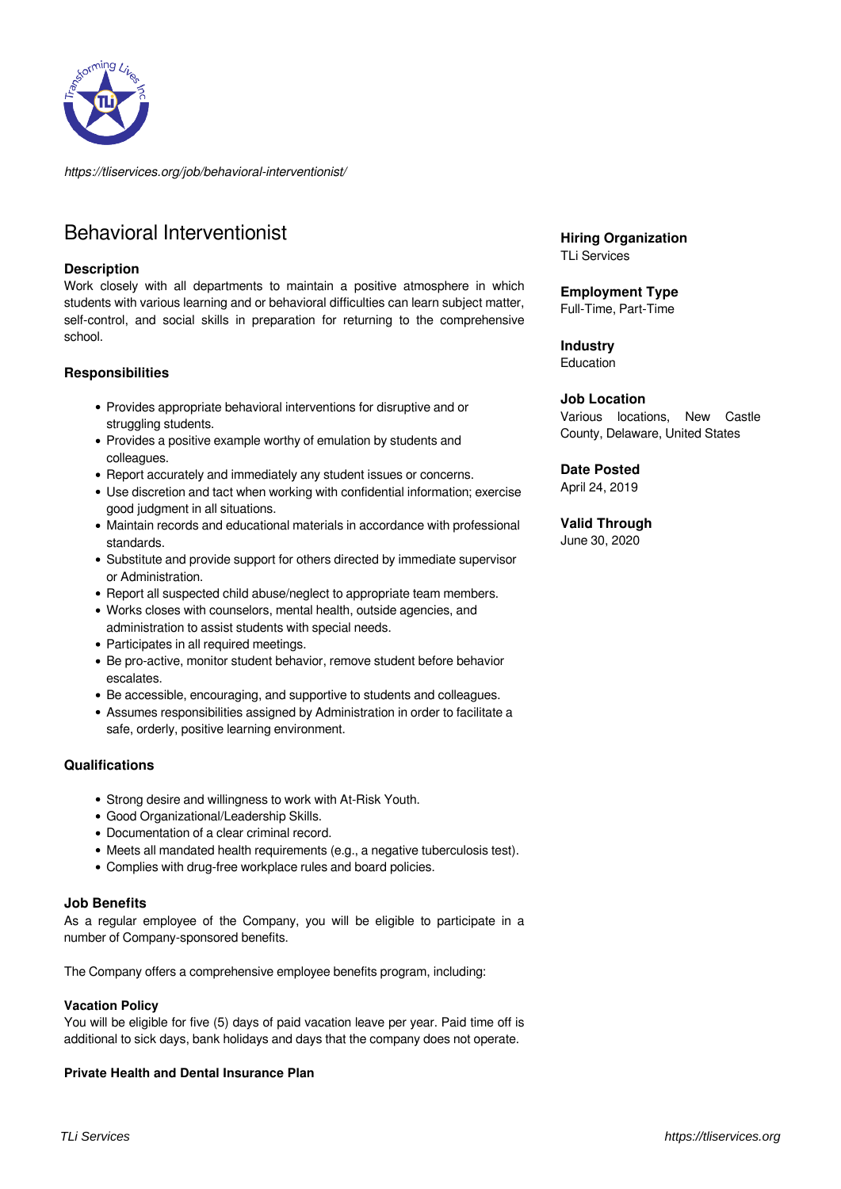https://tliservices.org/job/behavioral-interventionist/

# Behavioral Interventionist

**Hiring Organization**
TLi Services

**Employment Type**
Full-Time, Part-Time

**Industry**
Education

**Job Location**
Various locations, New Castle County, Delaware, United States

**Date Posted**
April 24, 2019

**Valid Through**
June 30, 2020

### Description

Work closely with all departments to maintain a positive atmosphere in which students with various learning and or behavioral difficulties can learn subject matter, self-control, and social skills in preparation for returning to the comprehensive school.

### Responsibilities

- Provides appropriate behavioral interventions for disruptive and or struggling students.
- Provides a positive example worthy of emulation by students and colleagues.
- Report accurately and immediately any student issues or concerns.
- Use discretion and tact when working with confidential information; exercise good judgment in all situations.
- Maintain records and educational materials in accordance with professional standards.
- Substitute and provide support for others directed by immediate supervisor or Administration.
- Report all suspected child abuse/neglect to appropriate team members.
- Works closes with counselors, mental health, outside agencies, and administration to assist students with special needs.
- Participates in all required meetings.
- Be pro-active, monitor student behavior, remove student before behavior escalates.
- Be accessible, encouraging, and supportive to students and colleagues.
- Assumes responsibilities assigned by Administration in order to facilitate a safe, orderly, positive learning environment.

### Qualifications

- Strong desire and willingness to work with At-Risk Youth.
- Good Organizational/Leadership Skills.
- Documentation of a clear criminal record.
- Meets all mandated health requirements (e.g., a negative tuberculosis test).
- Complies with drug-free workplace rules and board policies.

### Job Benefits

As a regular employee of the Company, you will be eligible to participate in a number of Company-sponsored benefits.

The Company offers a comprehensive employee benefits program, including:

**Vacation Policy**
You will be eligible for five (5) days of paid vacation leave per year. Paid time off is additional to sick days, bank holidays and days that the company does not operate.

**Private Health and Dental Insurance Plan**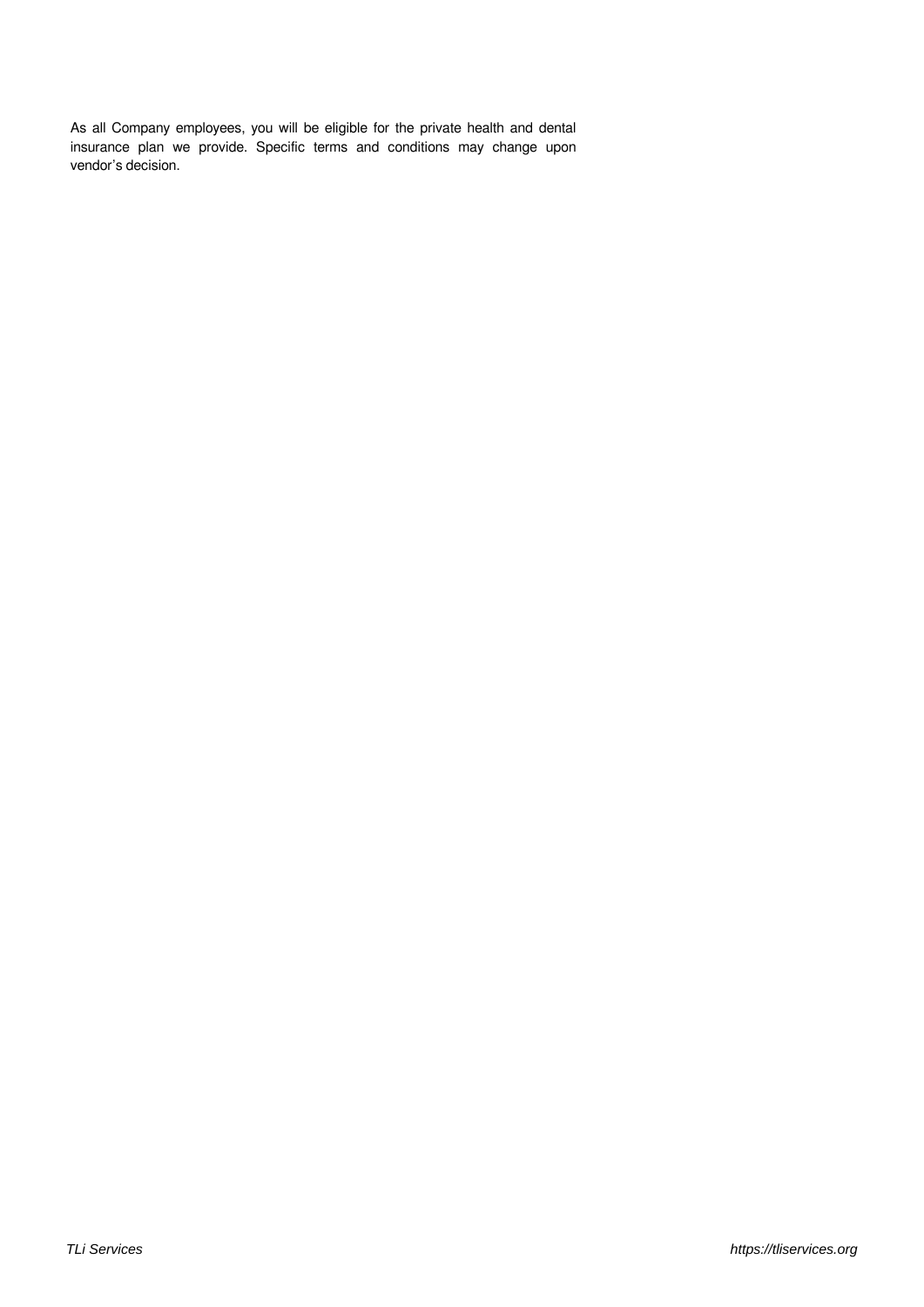As all Company employees, you will be eligible for the private health and dental insurance plan we provide. Specific terms and conditions may change upon vendor's decision.